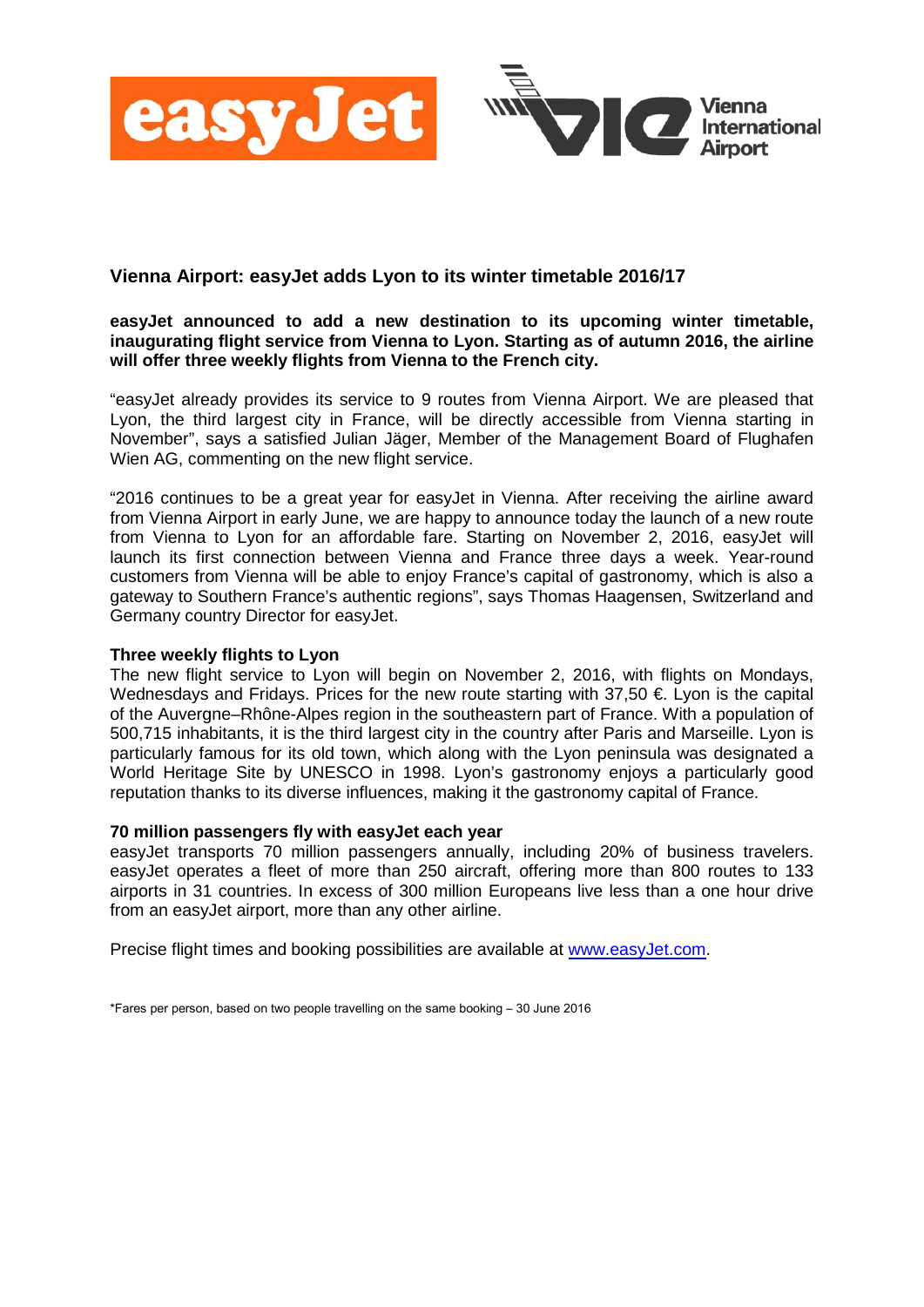## Vienna Airport: easyJet adds Lyon to its winter timetable 2016/17

**easyJet announced to add a new destination to its upcoming winter timetable, inaugurating flight service from Vienna to Lyon. Starting as of autumn 2016, the airline will offer three weekly flights from Vienna to the French city.**

"easyJet already provides its service to 9 routes from Vienna Airport. We are pleased that Lyon, the third largest city in France, will be directly accessible from Vienna starting in November", says a satisfied Julian Jäger, Member of the Management Board of Flughafen Wien AG, commenting on the new flight service.

"2016 continues to be a great year for easyJet in Vienna. After receiving the airline award from Vienna Airport in early June, we are happy to announce today the launch of a new route from Vienna to Lyon for an affordable fare. Starting on November 2, 2016, easyJet will launch its first connection between Vienna and France three days a week. Year-round customers from Vienna will be able to enjoy France's capital of gastronomy, which is also a gateway to Southern France's authentic regions", says Thomas Haagensen, Switzerland and Germany country Director for easyJet.

### Three weekly flights to Lyon

The new flight service to Lyon will begin on November 2, 2016, with flights on Mondays, Wednesdays and Fridays. Prices for the new route starting with 37,50 €. Lyon is the capital of the Auvergne–Rhône-Alpes region in the southeastern part of France. With a population of 500,715 inhabitants, it is the third largest city in the country after Paris and Marseille. Lyon is particularly famous for its old town, which along with the Lyon peninsula was designated a World Heritage Site by UNESCO in 1998. Lyon's gastronomy enjoys a particularly good reputation thanks to its diverse influences, making it the gastronomy capital of France.

### 70 million passengers fly with easyJet each year

easyJet transports 70 million passengers annually, including 20% of business travelers. easyJet operates a fleet of more than 250 aircraft, offering more than 800 routes to 133 airports in 31 countries. In excess of 300 million Europeans live less than a one hour drive from an easyJet airport, more than any other airline.

Precise flight times and booking possibilities are available at www.easyJet.com.

*Fares per person, based on two people travelling on the same booking – 30 June 2016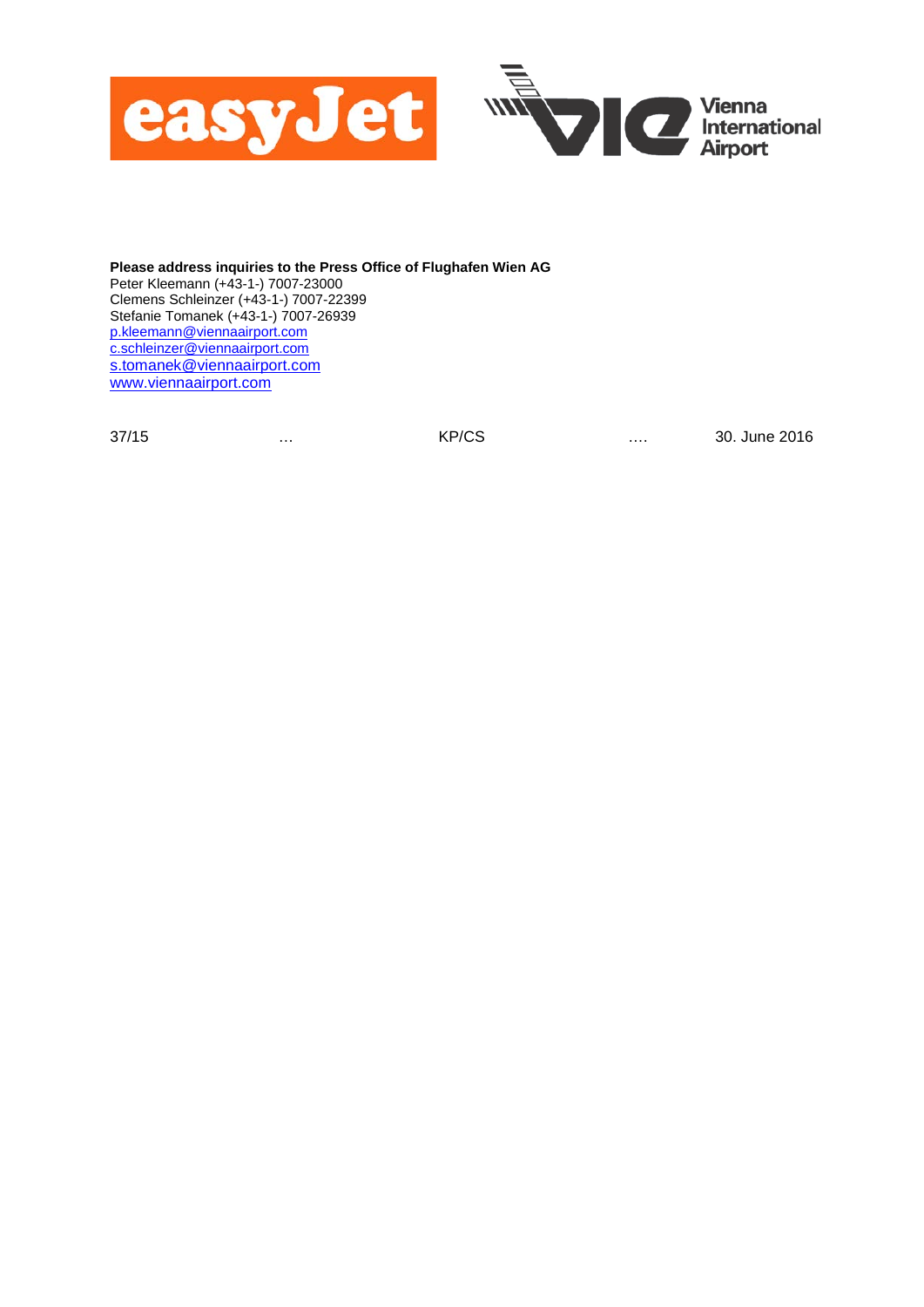**Please address inquiries to the Press Office of Flughafen Wien AG**
Peter Kleemann (+43-1-) 7007-23000
Clemens Schleinzer (+43-1-) 7007-22399
Stefanie Tomanek (+43-1-) 7007-26939
p.kleemann@viennaairport.com
c.schleinzer@viennaairport.com
s.tomanek@viennaairport.com
www.viennaairport.com

37/15 … KP/CS …. 30. June 2016